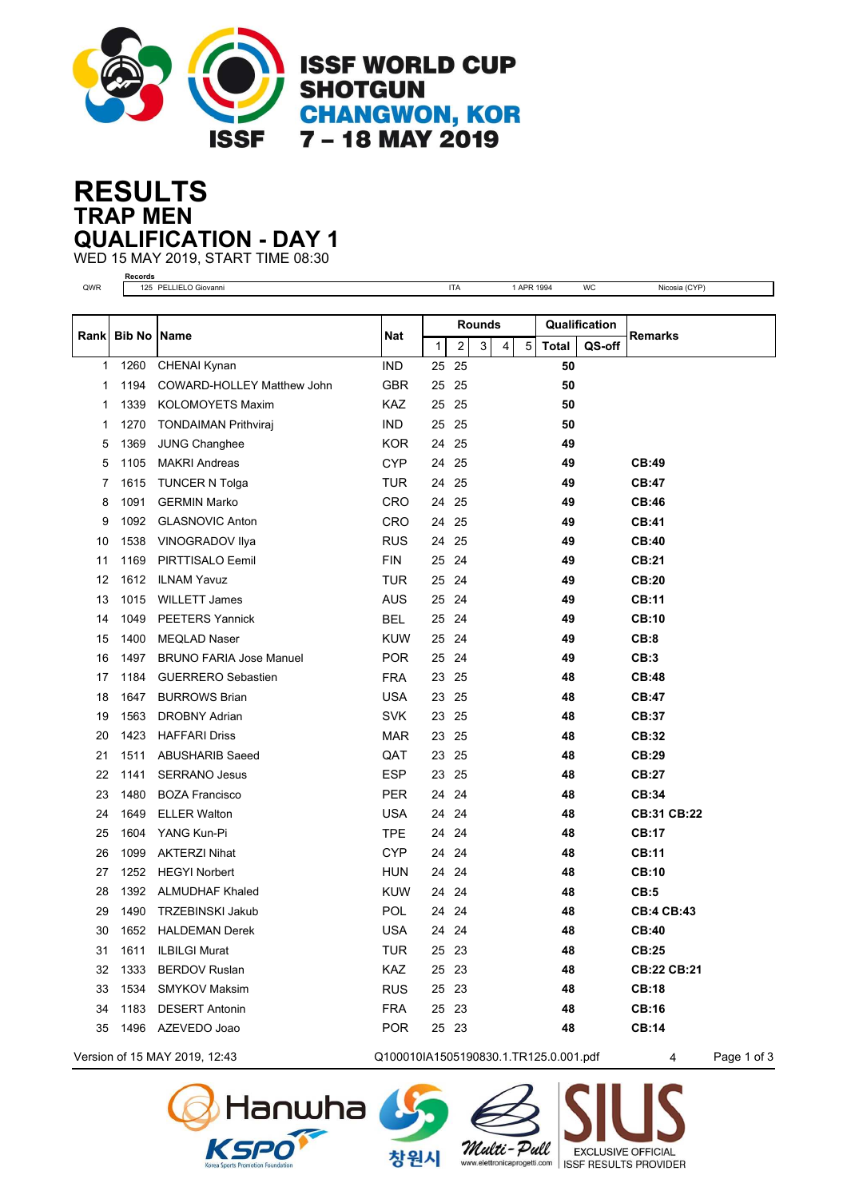# ISSF WORLD CUP SHOTGUN CHANGWON, KOR 7 – 18 MAY 2019

# RESULTS
## TRAP MEN
## QUALIFICATION - DAY 1

WED 15 MAY 2019, START TIME 08:30

| | Records | | | | |
|---|---|---|---|---|---|
| QWR | 125 PELLIELO Giovanni | ITA | 1 APR 1994 | WC | Nicosia (CYP) |

| Rank | Bib No | Name | Nat | Rounds | | | | | Qualification | | Remarks |
|---|---|---|---|---|---|---|---|---|---|---|---|
| | | | | 1 | 2 | 3 | 4 | 5 | Total | QS-off | |
| 1 | 1260 | CHENAI Kynan | IND | 25 | 25 | | | | 50 | | |
| 1 | 1194 | COWARD-HOLLEY Matthew John | GBR | 25 | 25 | | | | 50 | | |
| 1 | 1339 | KOLOMOYETS Maxim | KAZ | 25 | 25 | | | | 50 | | |
| 1 | 1270 | TONDAIMAN Prithviraj | IND | 25 | 25 | | | | 50 | | |
| 5 | 1369 | JUNG Changhee | KOR | 24 | 25 | | | | 49 | | |
| 5 | 1105 | MAKRI Andreas | CYP | 24 | 25 | | | | 49 | | **CB:49** |
| 7 | 1615 | TUNCER N Tolga | TUR | 24 | 25 | | | | 49 | | **CB:47** |
| 8 | 1091 | GERMIN Marko | CRO | 24 | 25 | | | | 49 | | **CB:46** |
| 9 | 1092 | GLASNOVIC Anton | CRO | 24 | 25 | | | | 49 | | **CB:41** |
| 10 | 1538 | VINOGRADOV Ilya | RUS | 24 | 25 | | | | 49 | | **CB:40** |
| 11 | 1169 | PIRTTISALO Eemil | FIN | 25 | 24 | | | | 49 | | **CB:21** |
| 12 | 1612 | ILNAM Yavuz | TUR | 25 | 24 | | | | 49 | | **CB:20** |
| 13 | 1015 | WILLETT James | AUS | 25 | 24 | | | | 49 | | **CB:11** |
| 14 | 1049 | PEETERS Yannick | BEL | 25 | 24 | | | | 49 | | **CB:10** |
| 15 | 1400 | MEQLAD Naser | KUW | 25 | 24 | | | | 49 | | **CB:8** |
| 16 | 1497 | BRUNO FARIA Jose Manuel | POR | 25 | 24 | | | | 49 | | **CB:3** |
| 17 | 1184 | GUERRERO Sebastien | FRA | 23 | 25 | | | | 48 | | **CB:48** |
| 18 | 1647 | BURROWS Brian | USA | 23 | 25 | | | | 48 | | **CB:47** |
| 19 | 1563 | DROBNY Adrian | SVK | 23 | 25 | | | | 48 | | **CB:37** |
| 20 | 1423 | HAFFARI Driss | MAR | 23 | 25 | | | | 48 | | **CB:32** |
| 21 | 1511 | ABUSHARIB Saeed | QAT | 23 | 25 | | | | 48 | | **CB:29** |
| 22 | 1141 | SERRANO Jesus | ESP | 23 | 25 | | | | 48 | | **CB:27** |
| 23 | 1480 | BOZA Francisco | PER | 24 | 24 | | | | 48 | | **CB:34** |
| 24 | 1649 | ELLER Walton | USA | 24 | 24 | | | | 48 | | **CB:31 CB:22** |
| 25 | 1604 | YANG Kun-Pi | TPE | 24 | 24 | | | | 48 | | **CB:17** |
| 26 | 1099 | AKTERZI Nihat | CYP | 24 | 24 | | | | 48 | | **CB:11** |
| 27 | 1252 | HEGYI Norbert | HUN | 24 | 24 | | | | 48 | | **CB:10** |
| 28 | 1392 | ALMUDHAF Khaled | KUW | 24 | 24 | | | | 48 | | **CB:5** |
| 29 | 1490 | TRZEBINSKI Jakub | POL | 24 | 24 | | | | 48 | | **CB:4 CB:43** |
| 30 | 1652 | HALDEMAN Derek | USA | 24 | 24 | | | | 48 | | **CB:40** |
| 31 | 1611 | ILBILGI Murat | TUR | 25 | 23 | | | | 48 | | **CB:25** |
| 32 | 1333 | BERDOV Ruslan | KAZ | 25 | 23 | | | | 48 | | **CB:22 CB:21** |
| 33 | 1534 | SMYKOV Maksim | RUS | 25 | 23 | | | | 48 | | **CB:18** |
| 34 | 1183 | DESERT Antonin | FRA | 25 | 23 | | | | 48 | | **CB:16** |
| 35 | 1496 | AZEVEDO Joao | POR | 25 | 23 | | | | 48 | | **CB:14** |

Version of 15 MAY 2019, 12:43 Q100010IA1505190830.1.TR125.0.001.pdf 4

Hanwha KSPO Korea Sports Promotion Foundation 창원시 Multi-Pull www.elettronicaprogetti.com SIUS EXCLUSIVE OFFICIAL ISSF RESULTS PROVIDER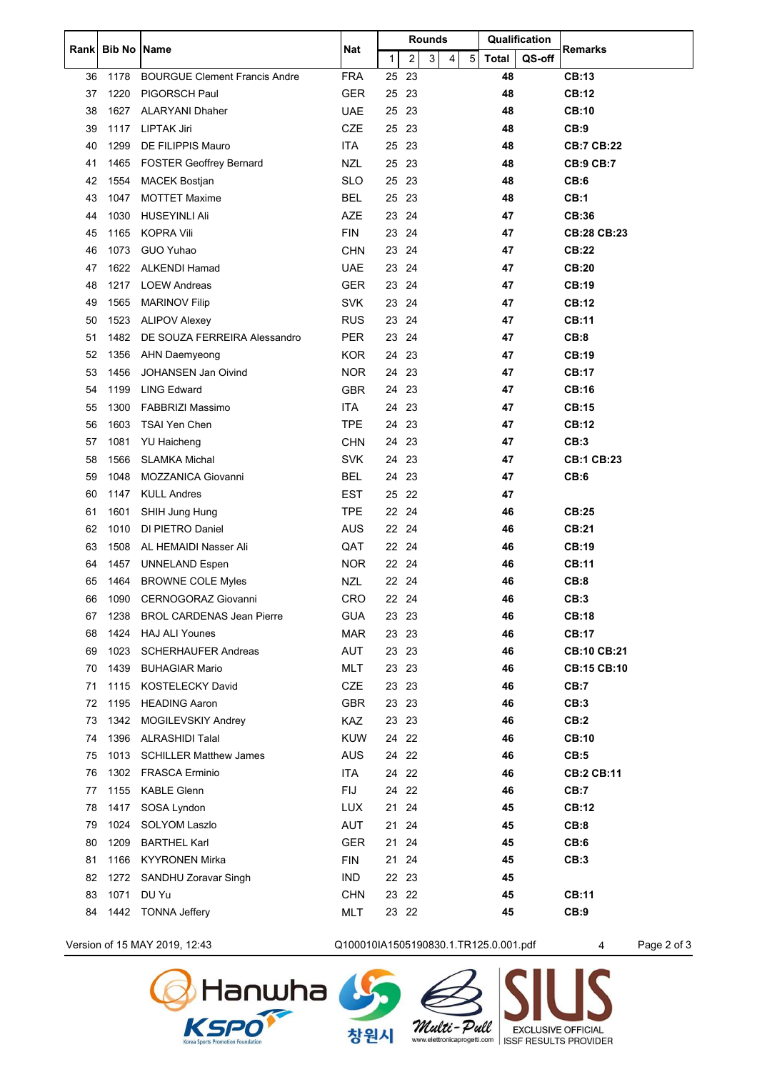| Rank | Bib No | Name | Nat | Rounds | | | | | Qualification | | Remarks |
|---|---|---|---|---|---|---|---|---|---|---|---|
| | | | | 1 | 2 | 3 | 4 | 5 | Total | QS-off | |
| 36 | 1178 | BOURGUE Clement Francis Andre | FRA | 25 | 23 | | | | **48** | | **CB:13** |
| 37 | 1220 | PIGORSCH Paul | GER | 25 | 23 | | | | **48** | | **CB:12** |
| 38 | 1627 | ALARYANI Dhaher | UAE | 25 | 23 | | | | **48** | | **CB:10** |
| 39 | 1117 | LIPTAK Jiri | CZE | 25 | 23 | | | | **48** | | **CB:9** |
| 40 | 1299 | DE FILIPPIS Mauro | ITA | 25 | 23 | | | | **48** | | **CB:7 CB:22** |
| 41 | 1465 | FOSTER Geoffrey Bernard | NZL | 25 | 23 | | | | **48** | | **CB:9 CB:7** |
| 42 | 1554 | MACEK Bostjan | SLO | 25 | 23 | | | | **48** | | **CB:6** |
| 43 | 1047 | MOTTET Maxime | BEL | 25 | 23 | | | | **48** | | **CB:1** |
| 44 | 1030 | HUSEYINLI Ali | AZE | 23 | 24 | | | | **47** | | **CB:36** |
| 45 | 1165 | KOPRA Vili | FIN | 23 | 24 | | | | **47** | | **CB:28 CB:23** |
| 46 | 1073 | GUO Yuhao | CHN | 23 | 24 | | | | **47** | | **CB:22** |
| 47 | 1622 | ALKENDI Hamad | UAE | 23 | 24 | | | | **47** | | **CB:20** |
| 48 | 1217 | LOEW Andreas | GER | 23 | 24 | | | | **47** | | **CB:19** |
| 49 | 1565 | MARINOV Filip | SVK | 23 | 24 | | | | **47** | | **CB:12** |
| 50 | 1523 | ALIPOV Alexey | RUS | 23 | 24 | | | | **47** | | **CB:11** |
| 51 | 1482 | DE SOUZA FERREIRA Alessandro | PER | 23 | 24 | | | | **47** | | **CB:8** |
| 52 | 1356 | AHN Daemyeong | KOR | 24 | 23 | | | | **47** | | **CB:19** |
| 53 | 1456 | JOHANSEN Jan Oivind | NOR | 24 | 23 | | | | **47** | | **CB:17** |
| 54 | 1199 | LING Edward | GBR | 24 | 23 | | | | **47** | | **CB:16** |
| 55 | 1300 | FABBRIZI Massimo | ITA | 24 | 23 | | | | **47** | | **CB:15** |
| 56 | 1603 | TSAI Yen Chen | TPE | 24 | 23 | | | | **47** | | **CB:12** |
| 57 | 1081 | YU Haicheng | CHN | 24 | 23 | | | | **47** | | **CB:3** |
| 58 | 1566 | SLAMKA Michal | SVK | 24 | 23 | | | | **47** | | **CB:1 CB:23** |
| 59 | 1048 | MOZZANICA Giovanni | BEL | 24 | 23 | | | | **47** | | **CB:6** |
| 60 | 1147 | KULL Andres | EST | 25 | 22 | | | | **47** | | |
| 61 | 1601 | SHIH Jung Hung | TPE | 22 | 24 | | | | **46** | | **CB:25** |
| 62 | 1010 | DI PIETRO Daniel | AUS | 22 | 24 | | | | **46** | | **CB:21** |
| 63 | 1508 | AL HEMAIDI Nasser Ali | QAT | 22 | 24 | | | | **46** | | **CB:19** |
| 64 | 1457 | UNNELAND Espen | NOR | 22 | 24 | | | | **46** | | **CB:11** |
| 65 | 1464 | BROWNE COLE Myles | NZL | 22 | 24 | | | | **46** | | **CB:8** |
| 66 | 1090 | CERNOGORAZ Giovanni | CRO | 22 | 24 | | | | **46** | | **CB:3** |
| 67 | 1238 | BROL CARDENAS Jean Pierre | GUA | 23 | 23 | | | | **46** | | **CB:18** |
| 68 | 1424 | HAJ ALI Younes | MAR | 23 | 23 | | | | **46** | | **CB:17** |
| 69 | 1023 | SCHERHAUFER Andreas | AUT | 23 | 23 | | | | **46** | | **CB:10 CB:21** |
| 70 | 1439 | BUHAGIAR Mario | MLT | 23 | 23 | | | | **46** | | **CB:15 CB:10** |
| 71 | 1115 | KOSTELECKY David | CZE | 23 | 23 | | | | **46** | | **CB:7** |
| 72 | 1195 | HEADING Aaron | GBR | 23 | 23 | | | | **46** | | **CB:3** |
| 73 | 1342 | MOGILEVSKIY Andrey | KAZ | 23 | 23 | | | | **46** | | **CB:2** |
| 74 | 1396 | ALRASHIDI Talal | KUW | 24 | 22 | | | | **46** | | **CB:10** |
| 75 | 1013 | SCHILLER Matthew James | AUS | 24 | 22 | | | | **46** | | **CB:5** |
| 76 | 1302 | FRASCA Erminio | ITA | 24 | 22 | | | | **46** | | **CB:2 CB:11** |
| 77 | 1155 | KABLE Glenn | FIJ | 24 | 22 | | | | **46** | | **CB:7** |
| 78 | 1417 | SOSA Lyndon | LUX | 21 | 24 | | | | **45** | | **CB:12** |
| 79 | 1024 | SOLYOM Laszlo | AUT | 21 | 24 | | | | **45** | | **CB:8** |
| 80 | 1209 | BARTHEL Karl | GER | 21 | 24 | | | | **45** | | **CB:6** |
| 81 | 1166 | KYYRONEN Mirka | FIN | 21 | 24 | | | | **45** | | **CB:3** |
| 82 | 1272 | SANDHU Zoravar Singh | IND | 22 | 23 | | | | **45** | | |
| 83 | 1071 | DU Yu | CHN | 23 | 22 | | | | **45** | | **CB:11** |
| 84 | 1442 | TONNA Jeffery | MLT | 23 | 22 | | | | **45** | | **CB:9** |

Version of 15 MAY 2019, 12:43 Q100010IA1505190830.1.TR125.0.001.pdf 4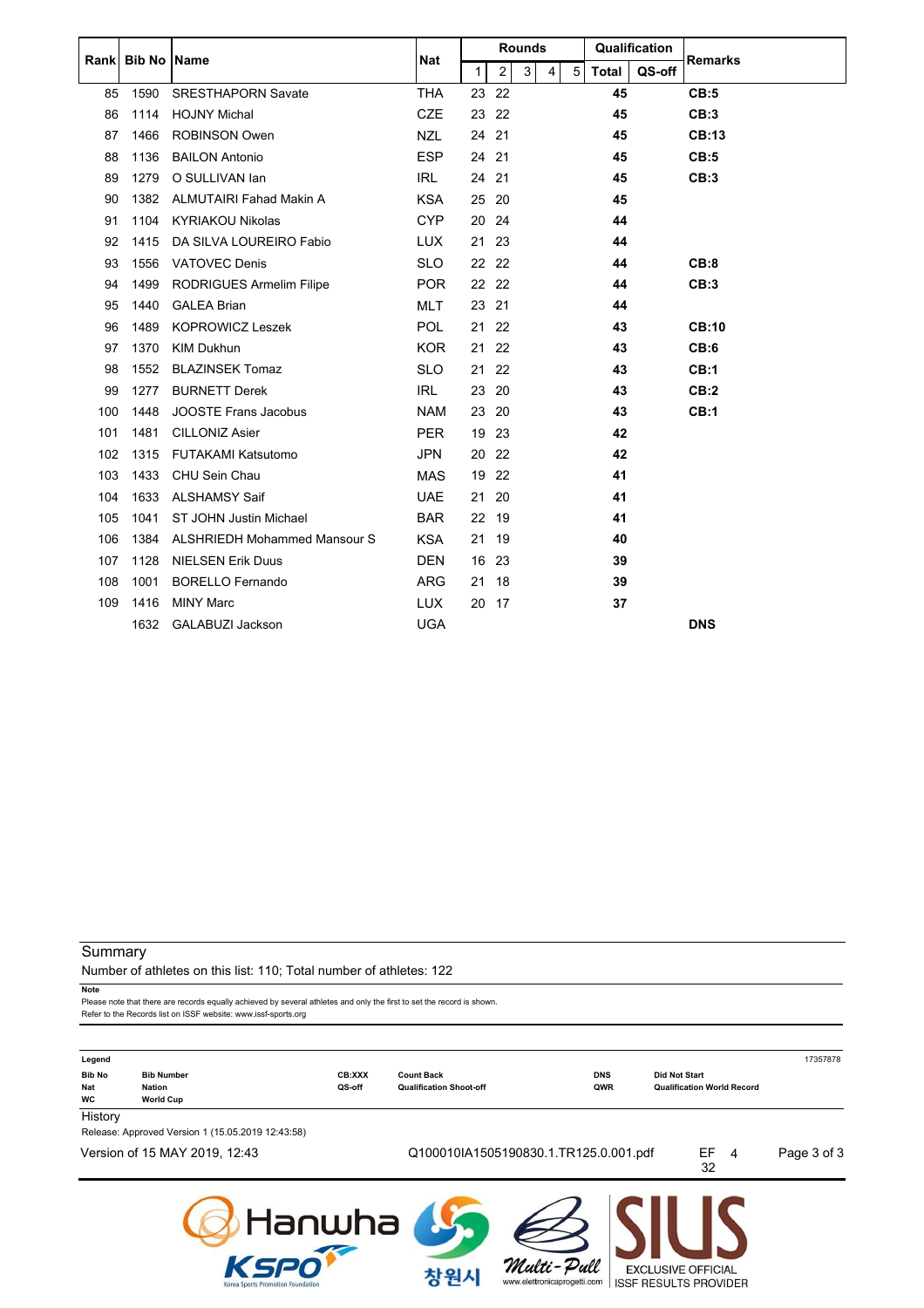| Rank | Bib No | Name | Nat | Rounds | | | | | Qualification | | Remarks |
|---|---|---|---|---|---|---|---|---|---|---|---|
| | | | | 1 | 2 | 3 | 4 | 5 | Total | QS-off | |
| 85 | 1590 | SRESTHAPORN Savate | THA | 23 | 22 | | | | **45** | | **CB:5** |
| 86 | 1114 | HOJNY Michal | CZE | 23 | 22 | | | | **45** | | **CB:3** |
| 87 | 1466 | ROBINSON Owen | NZL | 24 | 21 | | | | **45** | | **CB:13** |
| 88 | 1136 | BAILON Antonio | ESP | 24 | 21 | | | | **45** | | **CB:5** |
| 89 | 1279 | O SULLIVAN Ian | IRL | 24 | 21 | | | | **45** | | **CB:3** |
| 90 | 1382 | ALMUTAIRI Fahad Makin A | KSA | 25 | 20 | | | | **45** | | |
| 91 | 1104 | KYRIAKOU Nikolas | CYP | 20 | 24 | | | | **44** | | |
| 92 | 1415 | DA SILVA LOUREIRO Fabio | LUX | 21 | 23 | | | | **44** | | |
| 93 | 1556 | VATOVEC Denis | SLO | 22 | 22 | | | | **44** | | **CB:8** |
| 94 | 1499 | RODRIGUES Armelim Filipe | POR | 22 | 22 | | | | **44** | | **CB:3** |
| 95 | 1440 | GALEA Brian | MLT | 23 | 21 | | | | **44** | | |
| 96 | 1489 | KOPROWICZ Leszek | POL | 21 | 22 | | | | **43** | | **CB:10** |
| 97 | 1370 | KIM Dukhun | KOR | 21 | 22 | | | | **43** | | **CB:6** |
| 98 | 1552 | BLAZINSEK Tomaz | SLO | 21 | 22 | | | | **43** | | **CB:1** |
| 99 | 1277 | BURNETT Derek | IRL | 23 | 20 | | | | **43** | | **CB:2** |
| 100 | 1448 | JOOSTE Frans Jacobus | NAM | 23 | 20 | | | | **43** | | **CB:1** |
| 101 | 1481 | CILLONIZ Asier | PER | 19 | 23 | | | | **42** | | |
| 102 | 1315 | FUTAKAMI Katsutomo | JPN | 20 | 22 | | | | **42** | | |
| 103 | 1433 | CHU Sein Chau | MAS | 19 | 22 | | | | **41** | | |
| 104 | 1633 | ALSHAMSY Saif | UAE | 21 | 20 | | | | **41** | | |
| 105 | 1041 | ST JOHN Justin Michael | BAR | 22 | 19 | | | | **41** | | |
| 106 | 1384 | ALSHRIEDH Mohammed Mansour S | KSA | 21 | 19 | | | | **40** | | |
| 107 | 1128 | NIELSEN Erik Duus | DEN | 16 | 23 | | | | **39** | | |
| 108 | 1001 | BORELLO Fernando | ARG | 21 | 18 | | | | **39** | | |
| 109 | 1416 | MINY Marc | LUX | 20 | 17 | | | | **37** | | |
| | 1632 | GALABUZI Jackson | UGA | | | | | | | | **DNS** |

## Summary

Number of athletes on this list: 110; Total number of athletes: 122

**Note**

Please note that there are records equally achieved by several athletes and only the first to set the record is shown.
Refer to the Records list on ISSF website: www.issf-sports.org

**Legend**

| | | | | | |
|---|---|---|---|---|---|
| **Bib No** | **Bib Number** | **CB:XXX** | **Count Back** | **DNS** | **Did Not Start** |
| **Nat** | **Nation** | **QS-off** | **Qualification Shoot-off** | **QWR** | **Qualification World Record** |
| **WC** | **World Cup** | | | | |

17357878

History

Release: Approved Version 1 (15.05.2019 12:43:58)

Version of 15 MAY 2019, 12:43 Q100010IA1505190830.1.TR125.0.001.pdf EF 4 32

Hanwha KSPO Korea Sports Promotion Foundation 창원시 Multi-Pull www.elettronicaprogetti.com SIUS EXCLUSIVE OFFICIAL ISSF RESULTS PROVIDER